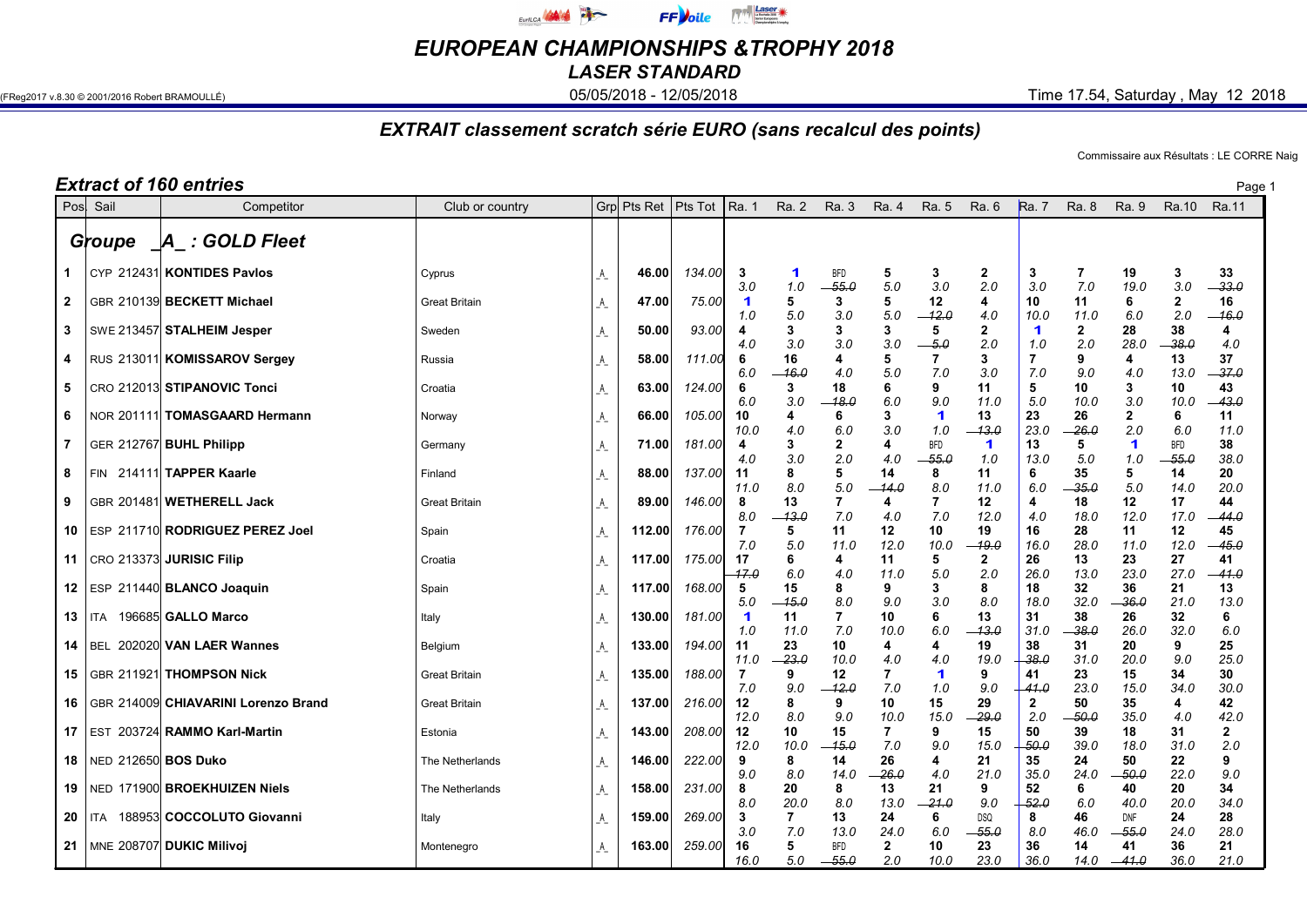# EUROPEAN CHAMPIONSHIPS &TROPHY 2018

## LASER STANDARD

(FReg2017 v.8.30 © 2001/2016 Robert BRAMOULLÉ)

05/05/2018 - 12/05/2018

Time 17.54, Saturday , May 12 2018

## EXTRAIT classement scratch série EURO (sans recalcul des points)

Commissaire aux Résultats : LE CORRE Naig

### Extract of 160 entries

**Groupe _A_ : GOLD Fleet**

| Pos | Sail | Competitor | Club or country | Grp | Pts Ret | Pts Tot | Ra. 1 | Ra. 2 | Ra. 3 | Ra. 4 | Ra. 5 | Ra. 6 | Ra. 7 | Ra. 8 | Ra. 9 | Ra.10 | Ra.11 |
|---|---|---|---|---|---|---|---|---|---|---|---|---|---|---|---|---|---|
| 1 | CYP 212431 | **KONTIDES Pavlos** | Cyprus | _A_ | 46.00 | 134.00 | 3 3.0 | 1 1.0 | BFD ~~55.0~~ | 5 5.0 | 3 3.0 | 2 2.0 | 3 3.0 | 7 7.0 | 19 19.0 | 3 3.0 | 33 ~~33.0~~ |
| 2 | GBR 210139 | **BECKETT Michael** | Great Britain | _A_ | 47.00 | 75.00 | 1 1.0 | 5 5.0 | 3 3.0 | 5 5.0 | 12 ~~12.0~~ | 4 4.0 | 10 10.0 | 11 11.0 | 6 6.0 | 2 2.0 | 16 ~~16.0~~ |
| 3 | SWE 213457 | **STALHEIM Jesper** | Sweden | _A_ | 50.00 | 93.00 | 4 4.0 | 3 3.0 | 3 3.0 | 3 3.0 | 5 ~~5.0~~ | 2 2.0 | 1 1.0 | 2 2.0 | 28 28.0 | 38 ~~38.0~~ | 4 4.0 |
| 4 | RUS 213011 | **KOMISSAROV Sergey** | Russia | _A_ | 58.00 | 111.00 | 6 6.0 | 16 ~~16.0~~ | 4 4.0 | 5 5.0 | 7 7.0 | 3 3.0 | 7 7.0 | 9 9.0 | 4 4.0 | 13 13.0 | 37 ~~37.0~~ |
| 5 | CRO 212013 | **STIPANOVIC Tonci** | Croatia | _A_ | 63.00 | 124.00 | 6 6.0 | 3 3.0 | 18 ~~18.0~~ | 6 6.0 | 9 9.0 | 11 11.0 | 5 5.0 | 10 10.0 | 3 3.0 | 10 10.0 | 43 ~~43.0~~ |
| 6 | NOR 201111 | **TOMASGAARD Hermann** | Norway | _A_ | 66.00 | 105.00 | 10 10.0 | 4 4.0 | 6 6.0 | 3 3.0 | 1 1.0 | 13 ~~13.0~~ | 23 23.0 | 26 ~~26.0~~ | 2 2.0 | 6 6.0 | 11 11.0 |
| 7 | GER 212767 | **BUHL Philipp** | Germany | _A_ | 71.00 | 181.00 | 4 4.0 | 3 3.0 | 2 2.0 | 4 4.0 | BFD ~~55.0~~ | 1 1.0 | 13 13.0 | 5 5.0 | 1 1.0 | BFD ~~55.0~~ | 38 38.0 |
| 8 | FIN 214111 | **TAPPER Kaarle** | Finland | _A_ | 88.00 | 137.00 | 11 11.0 | 8 8.0 | 5 5.0 | 14 ~~14.0~~ | 8 8.0 | 11 11.0 | 6 6.0 | 35 ~~35.0~~ | 5 5.0 | 14 14.0 | 20 20.0 |
| 9 | GBR 201481 | **WETHERELL Jack** | Great Britain | _A_ | 89.00 | 146.00 | 8 8.0 | 13 ~~13.0~~ | 7 7.0 | 4 4.0 | 7 7.0 | 12 12.0 | 4 4.0 | 18 18.0 | 12 12.0 | 17 17.0 | 44 ~~44.0~~ |
| 10 | ESP 211710 | **RODRIGUEZ PEREZ Joel** | Spain | _A_ | 112.00 | 176.00 | 7 7.0 | 5 5.0 | 11 11.0 | 12 12.0 | 10 10.0 | 19 ~~19.0~~ | 16 16.0 | 28 28.0 | 11 11.0 | 12 12.0 | 45 ~~45.0~~ |
| 11 | CRO 213373 | **JURISIC Filip** | Croatia | _A_ | 117.00 | 175.00 | 17 ~~17.0~~ | 6 6.0 | 4 4.0 | 11 11.0 | 5 5.0 | 2 2.0 | 26 26.0 | 13 13.0 | 23 23.0 | 27 27.0 | 41 ~~41.0~~ |
| 12 | ESP 211440 | **BLANCO Joaquin** | Spain | _A_ | 117.00 | 168.00 | 5 5.0 | 15 ~~15.0~~ | 8 8.0 | 9 9.0 | 3 3.0 | 8 8.0 | 18 18.0 | 32 32.0 | 36 ~~36.0~~ | 21 21.0 | 13 13.0 |
| 13 | ITA 196685 | **GALLO Marco** | Italy | _A_ | 130.00 | 181.00 | 1 1.0 | 11 11.0 | 7 7.0 | 10 10.0 | 6 6.0 | 13 ~~13.0~~ | 31 31.0 | 38 ~~38.0~~ | 26 26.0 | 32 32.0 | 6 6.0 |
| 14 | BEL 202020 | **VAN LAER Wannes** | Belgium | _A_ | 133.00 | 194.00 | 11 11.0 | 23 ~~23.0~~ | 10 10.0 | 4 4.0 | 4 4.0 | 19 19.0 | 38 ~~38.0~~ | 31 31.0 | 20 20.0 | 9 9.0 | 25 25.0 |
| 15 | GBR 211921 | **THOMPSON Nick** | Great Britain | _A_ | 135.00 | 188.00 | 7 7.0 | 9 9.0 | 12 ~~12.0~~ | 7 7.0 | 1 1.0 | 9 9.0 | 41 ~~41.0~~ | 23 23.0 | 15 15.0 | 34 34.0 | 30 30.0 |
| 16 | GBR 214009 | **CHIAVARINI Lorenzo Brand** | Great Britain | _A_ | 137.00 | 216.00 | 12 12.0 | 8 8.0 | 9 9.0 | 10 10.0 | 15 15.0 | 29 ~~29.0~~ | 2 2.0 | 50 ~~50.0~~ | 35 35.0 | 4 4.0 | 42 42.0 |
| 17 | EST 203724 | **RAMMO Karl-Martin** | Estonia | _A_ | 143.00 | 208.00 | 12 12.0 | 10 10.0 | 15 ~~15.0~~ | 7 7.0 | 9 9.0 | 15 15.0 | 50 ~~50.0~~ | 39 39.0 | 18 18.0 | 31 31.0 | 2 2.0 |
| 18 | NED 212650 | **BOS Duko** | The Netherlands | _A_ | 146.00 | 222.00 | 9 9.0 | 8 8.0 | 14 14.0 | 26 ~~26.0~~ | 4 4.0 | 21 21.0 | 35 35.0 | 24 24.0 | 50 ~~50.0~~ | 22 22.0 | 9 9.0 |
| 19 | NED 171900 | **BROEKHUIZEN Niels** | The Netherlands | _A_ | 158.00 | 231.00 | 8 8.0 | 20 20.0 | 8 8.0 | 13 13.0 | 21 ~~21.0~~ | 9 9.0 | 52 ~~52.0~~ | 6 6.0 | 40 40.0 | 20 20.0 | 34 34.0 |
| 20 | ITA 188953 | **COCCOLUTO Giovanni** | Italy | _A_ | 159.00 | 269.00 | 3 3.0 | 7 7.0 | 13 13.0 | 24 24.0 | 6 6.0 | DSQ ~~55.0~~ | 8 8.0 | 46 46.0 | DNF ~~55.0~~ | 24 24.0 | 28 28.0 |
| 21 | MNE 208707 | **DUKIC Milivoj** | Montenegro | _A_ | 163.00 | 259.00 | 16 16.0 | 5 5.0 | BFD ~~55.0~~ | 2 2.0 | 10 10.0 | 23 23.0 | 36 36.0 | 14 14.0 | 41 ~~41.0~~ | 36 36.0 | 21 21.0 |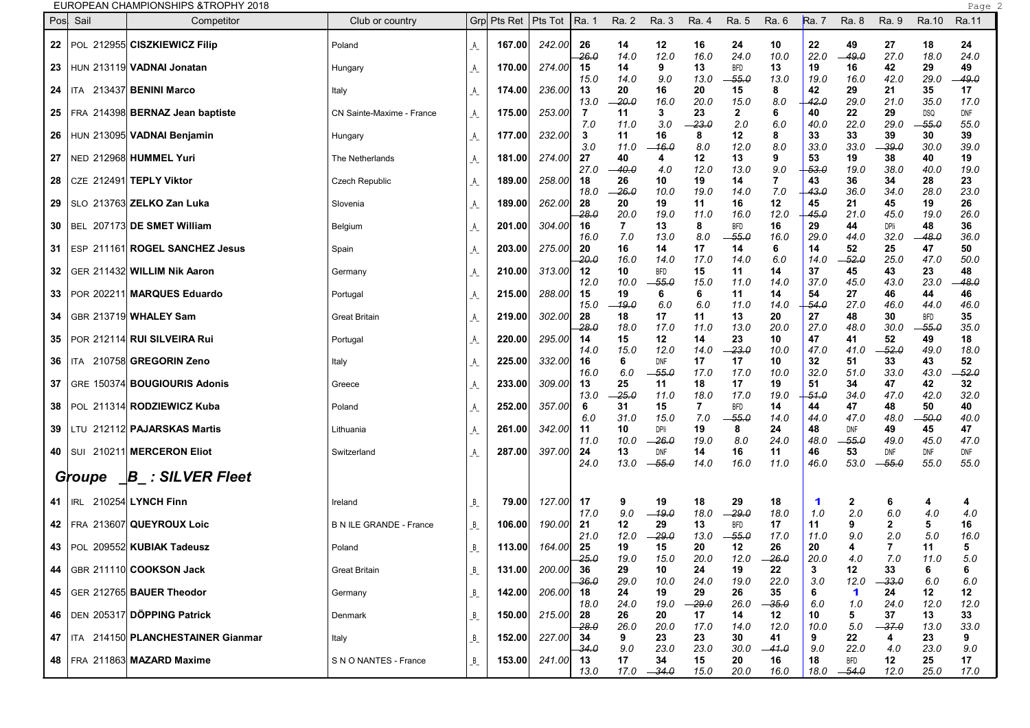| Pos | Sail | Competitor | Club or country | Grp | Pts Ret | Pts Tot | Ra. 1 | Ra. 2 | Ra. 3 | Ra. 4 | Ra. 5 | Ra. 6 | Ra. 7 | Ra. 8 | Ra. 9 | Ra.10 | Ra.11 |
|---|---|---|---|---|---|---|---|---|---|---|---|---|---|---|---|---|---|
| 22 | POL 212955 | **CISZKIEWICZ Filip** | Poland | _A_ | **167.00** | *242.00* | 26 / ~~26.0~~ | 14 / 14.0 | 12 / 12.0 | 16 / 16.0 | 24 / 24.0 | 10 / 10.0 | 22 / 22.0 | 49 / ~~49.0~~ | 27 / 27.0 | 18 / 18.0 | 24 / 24.0 |
| 23 | HUN 213119 | **VADNAI Jonatan** | Hungary | _A_ | **170.00** | *274.00* | 15 / 15.0 | 14 / 14.0 | 9 / 9.0 | 13 / 13.0 | BFD / ~~55.0~~ | 13 / 13.0 | 19 / 19.0 | 16 / 16.0 | 42 / 42.0 | 29 / 29.0 | 49 / ~~49.0~~ |
| 24 | ITA 213437 | **BENINI Marco** | Italy | _A_ | **174.00** | *236.00* | 13 / 13.0 | 20 / ~~20.0~~ | 16 / 16.0 | 20 / 20.0 | 15 / 15.0 | 8 / 8.0 | 42 / ~~42.0~~ | 29 / 29.0 | 21 / 21.0 | 35 / 35.0 | 17 / 17.0 |
| 25 | FRA 214398 | **BERNAZ Jean baptiste** | CN Sainte-Maxime - France | _A_ | **175.00** | *253.00* | 7 / 7.0 | 11 / 11.0 | 3 / 3.0 | 23 / ~~23.0~~ | 2 / 2.0 | 6 / 6.0 | 40 / 40.0 | 22 / 22.0 | 29 / 29.0 | DSQ / ~~55.0~~ | DNF / 55.0 |
| 26 | HUN 213095 | **VADNAI Benjamin** | Hungary | _A_ | **177.00** | *232.00* | 3 / 3.0 | 11 / 11.0 | 16 / ~~16.0~~ | 8 / 8.0 | 12 / 12.0 | 8 / 8.0 | 33 / 33.0 | 33 / 33.0 | 39 / ~~39.0~~ | 30 / 30.0 | 39 / 39.0 |
| 27 | NED 212968 | **HUMMEL Yuri** | The Netherlands | _A_ | **181.00** | *274.00* | 27 / 27.0 | 40 / ~~40.0~~ | 4 / 4.0 | 12 / 12.0 | 13 / 13.0 | 9 / 9.0 | 53 / ~~53.0~~ | 19 / 19.0 | 38 / 38.0 | 40 / 40.0 | 19 / 19.0 |
| 28 | CZE 212491 | **TEPLY Viktor** | Czech Republic | _A_ | **189.00** | *258.00* | 18 / 18.0 | 26 / ~~26.0~~ | 10 / 10.0 | 19 / 19.0 | 14 / 14.0 | 7 / 7.0 | 43 / ~~43.0~~ | 36 / 36.0 | 34 / 34.0 | 28 / 28.0 | 23 / 23.0 |
| 29 | SLO 213763 | **ZELKO Zan Luka** | Slovenia | _A_ | **189.00** | *262.00* | 28 / ~~28.0~~ | 20 / 20.0 | 19 / 19.0 | 11 / 11.0 | 16 / 16.0 | 12 / 12.0 | 45 / ~~45.0~~ | 21 / 21.0 | 45 / 45.0 | 19 / 19.0 | 26 / 26.0 |
| 30 | BEL 207173 | **DE SMET William** | Belgium | _A_ | **201.00** | *304.00* | 16 / 16.0 | 7 / 7.0 | 13 / 13.0 | 8 / 8.0 | BFD / ~~55.0~~ | 16 / 16.0 | 29 / 29.0 | 44 / 44.0 | DPIi / 32.0 | 48 / ~~48.0~~ | 36 / 36.0 |
| 31 | ESP 211161 | **ROGEL SANCHEZ Jesus** | Spain | _A_ | **203.00** | *275.00* | 20 / ~~20.0~~ | 16 / 16.0 | 14 / 14.0 | 17 / 17.0 | 14 / 14.0 | 6 / 6.0 | 14 / 14.0 | 52 / ~~52.0~~ | 25 / 25.0 | 47 / 47.0 | 50 / 50.0 |
| 32 | GER 211432 | **WILLIM Nik Aaron** | Germany | _A_ | **210.00** | *313.00* | 12 / 12.0 | 10 / 10.0 | BFD / ~~55.0~~ | 15 / 15.0 | 11 / 11.0 | 14 / 14.0 | 37 / 37.0 | 45 / 45.0 | 43 / 43.0 | 23 / 23.0 | 48 / ~~48.0~~ |
| 33 | POR 202211 | **MARQUES Eduardo** | Portugal | _A_ | **215.00** | *288.00* | 15 / 15.0 | 19 / ~~19.0~~ | 6 / 6.0 | 6 / 6.0 | 11 / 11.0 | 14 / 14.0 | 54 / ~~54.0~~ | 27 / 27.0 | 46 / 46.0 | 44 / 44.0 | 46 / 46.0 |
| 34 | GBR 213719 | **WHALEY Sam** | Great Britain | _A_ | **219.00** | *302.00* | 28 / ~~28.0~~ | 18 / 18.0 | 17 / 17.0 | 11 / 11.0 | 13 / 13.0 | 20 / 20.0 | 27 / 27.0 | 48 / 48.0 | 30 / 30.0 | BFD / ~~55.0~~ | 35 / 35.0 |
| 35 | POR 212114 | **RUI SILVEIRA Rui** | Portugal | _A_ | **220.00** | *295.00* | 14 / 14.0 | 15 / 15.0 | 12 / 12.0 | 14 / 14.0 | 23 / ~~23.0~~ | 10 / 10.0 | 47 / 47.0 | 41 / 41.0 | 52 / ~~52.0~~ | 49 / 49.0 | 18 / 18.0 |
| 36 | ITA 210758 | **GREGORIN Zeno** | Italy | _A_ | **225.00** | *332.00* | 16 / 16.0 | 6 / 6.0 | DNF / ~~55.0~~ | 17 / 17.0 | 17 / 17.0 | 10 / 10.0 | 32 / 32.0 | 51 / 51.0 | 33 / 33.0 | 43 / 43.0 | 52 / ~~52.0~~ |
| 37 | GRE 150374 | **BOUGIOURIS Adonis** | Greece | _A_ | **233.00** | *309.00* | 13 / 13.0 | 25 / ~~25.0~~ | 11 / 11.0 | 18 / 18.0 | 17 / 17.0 | 19 / 19.0 | 51 / ~~51.0~~ | 34 / 34.0 | 47 / 47.0 | 42 / 42.0 | 32 / 32.0 |
| 38 | POL 211314 | **RODZIEWICZ Kuba** | Poland | _A_ | **252.00** | *357.00* | 6 / 6.0 | 31 / 31.0 | 15 / 15.0 | 7 / 7.0 | BFD / ~~55.0~~ | 14 / 14.0 | 44 / 44.0 | 47 / 47.0 | 48 / 48.0 | 50 / ~~50.0~~ | 40 / 40.0 |
| 39 | LTU 212112 | **PAJARSKAS Martis** | Lithuania | _A_ | **261.00** | *342.00* | 11 / 11.0 | 10 / 10.0 | DPIi / ~~26.0~~ | 19 / 19.0 | 8 / 8.0 | 24 / 24.0 | 48 / 48.0 | DNF / ~~55.0~~ | 49 / 49.0 | 45 / 45.0 | 47 / 47.0 |
| 40 | SUI 210211 | **MERCERON Eliot** | Switzerland | _A_ | **287.00** | *397.00* | 24 / 24.0 | 13 / 13.0 | DNF / ~~55.0~~ | 14 / 14.0 | 16 / 16.0 | 11 / 11.0 | 46 / 46.0 | 53 / 53.0 | DNF / ~~55.0~~ | DNF / 55.0 | DNF / 55.0 |
| ***Groupe _B_ : SILVER Fleet*** | | | | | | | | | | | | | | | | | |
| 41 | IRL 210254 | **LYNCH Finn** | Ireland | _B_ | **79.00** | *127.00* | 17 / 17.0 | 9 / 9.0 | 19 / ~~19.0~~ | 18 / 18.0 | 29 / ~~29.0~~ | 18 / 18.0 | 1 / 1.0 | 2 / 2.0 | 6 / 6.0 | 4 / 4.0 | 4 / 4.0 |
| 42 | FRA 213607 | **QUEYROUX Loic** | B N ILE GRANDE - France | _B_ | **106.00** | *190.00* | 21 / 21.0 | 12 / 12.0 | 29 / ~~29.0~~ | 13 / 13.0 | BFD / ~~55.0~~ | 17 / 17.0 | 11 / 11.0 | 9 / 9.0 | 2 / 2.0 | 5 / 5.0 | 16 / 16.0 |
| 43 | POL 209552 | **KUBIAK Tadeusz** | Poland | _B_ | **113.00** | *164.00* | 25 / ~~25.0~~ | 19 / 19.0 | 15 / 15.0 | 20 / 20.0 | 12 / 12.0 | 26 / ~~26.0~~ | 20 / 20.0 | 4 / 4.0 | 7 / 7.0 | 11 / 11.0 | 5 / 5.0 |
| 44 | GBR 211110 | **COOKSON Jack** | Great Britain | _B_ | **131.00** | *200.00* | 36 / ~~36.0~~ | 29 / 29.0 | 10 / 10.0 | 24 / 24.0 | 19 / 19.0 | 22 / 22.0 | 3 / 3.0 | 12 / 12.0 | 33 / ~~33.0~~ | 6 / 6.0 | 6 / 6.0 |
| 45 | GER 212765 | **BAUER Theodor** | Germany | _B_ | **142.00** | *206.00* | 18 / 18.0 | 24 / 24.0 | 19 / 19.0 | 29 / ~~29.0~~ | 26 / 26.0 | 35 / ~~35.0~~ | 6 / 6.0 | 1 / 1.0 | 24 / 24.0 | 12 / 12.0 | 12 / 12.0 |
| 46 | DEN 205317 | **DÖPPING Patrick** | Denmark | _B_ | **150.00** | *215.00* | 28 / ~~28.0~~ | 26 / 26.0 | 20 / 20.0 | 17 / 17.0 | 14 / 14.0 | 12 / 12.0 | 10 / 10.0 | 5 / 5.0 | 37 / ~~37.0~~ | 13 / 13.0 | 33 / 33.0 |
| 47 | ITA 214150 | **PLANCHESTAINER Gianmar** | Italy | _B_ | **152.00** | *227.00* | 34 / ~~34.0~~ | 9 / 9.0 | 23 / 23.0 | 23 / 23.0 | 30 / 30.0 | 41 / ~~41.0~~ | 9 / 9.0 | 22 / 22.0 | 4 / 4.0 | 23 / 23.0 | 9 / 9.0 |
| 48 | FRA 211863 | **MAZARD Maxime** | S N O NANTES - France | _B_ | **153.00** | *241.00* | 13 / 13.0 | 17 / 17.0 | 34 / ~~34.0~~ | 15 / 15.0 | 20 / 20.0 | 16 / 16.0 | 18 / 18.0 | BFD / ~~54.0~~ | 12 / 12.0 | 25 / 25.0 | 17 / 17.0 |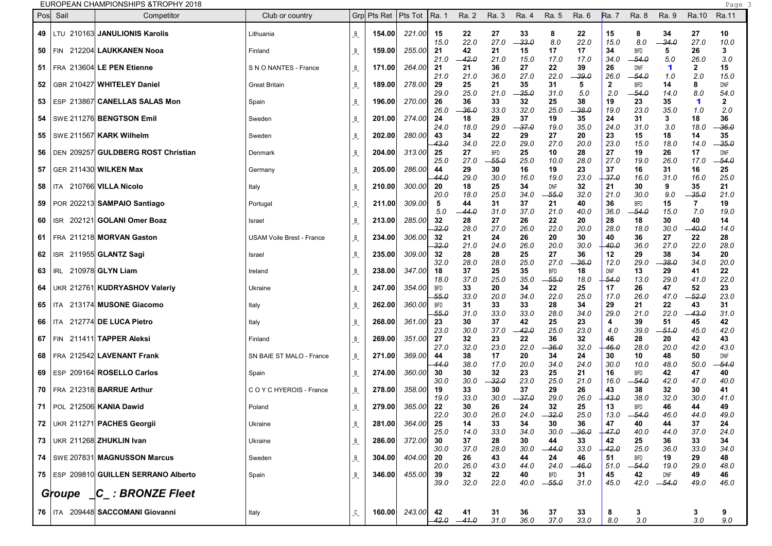| Pos | Sail | Competitor | Club or country | Grp | Pts Ret | Pts Tot | Ra. 1 | Ra. 2 | Ra. 3 | Ra. 4 | Ra. 5 | Ra. 6 | Ra. 7 | Ra. 8 | Ra. 9 | Ra.10 | Ra.11 |
|---|---|---|---|---|---|---|---|---|---|---|---|---|---|---|---|---|---|
| 49 | LTU 210163 | **JANULIONIS Karolis** | Lithuania | _B_ | 154.00 | 221.00 | 15 / 15.0 | 22 / 22.0 | 27 / 27.0 | 33 / ~~33.0~~ | 8 / 8.0 | 22 / 22.0 | 15 / 15.0 | 8 / 8.0 | 34 / ~~34.0~~ | 27 / 27.0 | 10 / 10.0 |
| 50 | FIN 212204 | **LAUKKANEN Nooa** | Finland | _B_ | 159.00 | 255.00 | 21 / 21.0 | 42 / ~~42.0~~ | 21 / 21.0 | 15 / 15.0 | 17 / 17.0 | 17 / 17.0 | 34 / 34.0 | BFD / ~~54.0~~ | 5 / 5.0 | 26 / 26.0 | 3 / 3.0 |
| 51 | FRA 213604 | **LE PEN Etienne** | S N O NANTES - France | _B_ | 171.00 | 264.00 | 21 / 21.0 | 21 / 21.0 | 36 / 36.0 | 27 / 27.0 | 22 / 22.0 | 39 / ~~39.0~~ | 26 / 26.0 | DNF / ~~54.0~~ | 1 / 1.0 | 2 / 2.0 | 15 / 15.0 |
| 52 | GBR 210427 | **WHITELEY Daniel** | Great Britain | _B_ | 189.00 | 278.00 | 29 / 29.0 | 25 / 25.0 | 21 / 21.0 | 35 / ~~35.0~~ | 31 / 31.0 | 5 / 5.0 | 2 / 2.0 | BFD / ~~54.0~~ | 14 / 14.0 | 8 / 8.0 | DNF / 54.0 |
| 53 | ESP 213867 | **CANELLAS SALAS Mon** | Spain | _B_ | 196.00 | 270.00 | 26 / 26.0 | 36 / ~~36.0~~ | 33 / 33.0 | 32 / 32.0 | 25 / 25.0 | 38 / ~~38.0~~ | 19 / 19.0 | 23 / 23.0 | 35 / 35.0 | 1 / 1.0 | 2 / 2.0 |
| 54 | SWE 211276 | **BENGTSON Emil** | Sweden | _B_ | 201.00 | 274.00 | 24 / 24.0 | 18 / 18.0 | 29 / 29.0 | 37 / ~~37.0~~ | 19 / 19.0 | 35 / 35.0 | 24 / 24.0 | 31 / 31.0 | 3 / 3.0 | 18 / 18.0 | 36 / ~~36.0~~ |
| 55 | SWE 211567 | **KARK Wilhelm** | Sweden | _B_ | 202.00 | 280.00 | 43 / ~~43.0~~ | 34 / 34.0 | 22 / 22.0 | 29 / 29.0 | 27 / 27.0 | 20 / 20.0 | 23 / 23.0 | 15 / 15.0 | 18 / 18.0 | 14 / 14.0 | 35 / ~~35.0~~ |
| 56 | DEN 209257 | **GULDBERG ROST Christian** | Denmark | _B_ | 204.00 | 313.00 | 25 / 25.0 | 27 / 27.0 | BFD / ~~55.0~~ | 25 / 25.0 | 10 / 10.0 | 28 / 28.0 | 27 / 27.0 | 19 / 19.0 | 26 / 26.0 | 17 / 17.0 | DNF / ~~54.0~~ |
| 57 | GER 211430 | **WILKEN Max** | Germany | _B_ | 205.00 | 286.00 | 44 / ~~44.0~~ | 29 / 29.0 | 30 / 30.0 | 16 / 16.0 | 19 / 19.0 | 23 / 23.0 | 37 / ~~37.0~~ | 16 / 16.0 | 31 / 31.0 | 16 / 16.0 | 25 / 25.0 |
| 58 | ITA 210766 | **VILLA Nicolo** | Italy | _B_ | 210.00 | 300.00 | 20 / 20.0 | 18 / 18.0 | 25 / 25.0 | 34 / 34.0 | DNF / ~~55.0~~ | 32 / 32.0 | 21 / 21.0 | 30 / 30.0 | 9 / 9.0 | 35 / ~~35.0~~ | 21 / 21.0 |
| 59 | POR 202213 | **SAMPAIO Santiago** | Portugal | _B_ | 211.00 | 309.00 | 5 / 5.0 | 44 / ~~44.0~~ | 31 / 31.0 | 37 / 37.0 | 21 / 21.0 | 40 / 40.0 | 36 / 36.0 | BFD / ~~54.0~~ | 15 / 15.0 | 7 / 7.0 | 19 / 19.0 |
| 60 | ISR 202121 | **GOLANI Omer Boaz** | Israel | _B_ | 213.00 | 285.00 | 32 / ~~32.0~~ | 28 / 28.0 | 27 / 27.0 | 26 / 26.0 | 22 / 22.0 | 20 / 20.0 | 28 / 28.0 | 18 / 18.0 | 30 / 30.0 | 40 / ~~40.0~~ | 14 / 14.0 |
| 61 | FRA 211218 | **MORVAN Gaston** | USAM Voile Brest - France | _B_ | 234.00 | 306.00 | 32 / ~~32.0~~ | 21 / 21.0 | 24 / 24.0 | 26 / 26.0 | 20 / 20.0 | 30 / 30.0 | 40 / ~~40.0~~ | 36 / 36.0 | 27 / 27.0 | 22 / 22.0 | 28 / 28.0 |
| 62 | ISR 211955 | **GLANTZ Sagi** | Israel | _B_ | 235.00 | 309.00 | 32 / 32.0 | 28 / 28.0 | 28 / 28.0 | 25 / 25.0 | 27 / 27.0 | 36 / ~~36.0~~ | 12 / 12.0 | 29 / 29.0 | 38 / ~~38.0~~ | 34 / 34.0 | 20 / 20.0 |
| 63 | IRL 210978 | **GLYN Liam** | Ireland | _B_ | 238.00 | 347.00 | 18 / 18.0 | 37 / 37.0 | 25 / 25.0 | 35 / 35.0 | BFD / ~~55.0~~ | 18 / 18.0 | DNF / ~~54.0~~ | 13 / 13.0 | 29 / 29.0 | 41 / 41.0 | 22 / 22.0 |
| 64 | UKR 212761 | **KUDRYASHOV Valeriy** | Ukraine | _B_ | 247.00 | 354.00 | BFD / ~~55.0~~ | 33 / 33.0 | 20 / 20.0 | 34 / 34.0 | 22 / 22.0 | 25 / 25.0 | 17 / 17.0 | 26 / 26.0 | 47 / 47.0 | 52 / ~~52.0~~ | 23 / 23.0 |
| 65 | ITA 213174 | **MUSONE Giacomo** | Italy | _B_ | 262.00 | 360.00 | BFD / ~~55.0~~ | 31 / 31.0 | 33 / 33.0 | 33 / 33.0 | 28 / 28.0 | 34 / 34.0 | 29 / 29.0 | 21 / 21.0 | 22 / 22.0 | 43 / ~~43.0~~ | 31 / 31.0 |
| 66 | ITA 212774 | **DE LUCA Pietro** | Italy | _B_ | 268.00 | 361.00 | 23 / 23.0 | 30 / 30.0 | 37 / 37.0 | 42 / ~~42.0~~ | 25 / 25.0 | 23 / 23.0 | 4 / 4.0 | 39 / 39.0 | 51 / ~~51.0~~ | 45 / 45.0 | 42 / 42.0 |
| 67 | FIN 211411 | **TAPPER Aleksi** | Finland | _B_ | 269.00 | 351.00 | 27 / 27.0 | 32 / 32.0 | 23 / 23.0 | 22 / 22.0 | 36 / ~~36.0~~ | 32 / 32.0 | 46 / ~~46.0~~ | 28 / 28.0 | 20 / 20.0 | 42 / 42.0 | 43 / 43.0 |
| 68 | FRA 212542 | **LAVENANT Frank** | SN BAIE ST MALO - France | _B_ | 271.00 | 369.00 | 44 / ~~44.0~~ | 38 / 38.0 | 17 / 17.0 | 20 / 20.0 | 34 / 34.0 | 24 / 24.0 | 30 / 30.0 | 10 / 10.0 | 48 / 48.0 | 50 / 50.0 | DNF / ~~54.0~~ |
| 69 | ESP 209164 | **ROSELLO Carlos** | Spain | _B_ | 274.00 | 360.00 | 30 / 30.0 | 30 / 30.0 | 32 / ~~32.0~~ | 23 / 23.0 | 25 / 25.0 | 21 / 21.0 | 16 / 16.0 | BFD / ~~54.0~~ | 42 / 42.0 | 47 / 47.0 | 40 / 40.0 |
| 70 | FRA 212318 | **BARRUE Arthur** | C O Y C HYEROIS - France | _B_ | 278.00 | 358.00 | 19 / 19.0 | 33 / 33.0 | 30 / 30.0 | 37 / ~~37.0~~ | 29 / 29.0 | 26 / 26.0 | 43 / ~~43.0~~ | 38 / 38.0 | 32 / 32.0 | 30 / 30.0 | 41 / 41.0 |
| 71 | POL 212506 | **KANIA Dawid** | Poland | _B_ | 279.00 | 365.00 | 22 / 22.0 | 30 / 30.0 | 26 / 26.0 | 24 / 24.0 | 32 / ~~32.0~~ | 25 / 25.0 | 13 / 13.0 | BFD / ~~54.0~~ | 46 / 46.0 | 44 / 44.0 | 49 / 49.0 |
| 72 | UKR 211271 | **PACHES Georgii** | Ukraine | _B_ | 281.00 | 364.00 | 25 / 25.0 | 14 / 14.0 | 33 / 33.0 | 34 / 34.0 | 30 / 30.0 | 36 / ~~36.0~~ | 47 / ~~47.0~~ | 40 / 40.0 | 44 / 44.0 | 37 / 37.0 | 24 / 24.0 |
| 73 | UKR 211268 | **ZHUKLIN Ivan** | Ukraine | _B_ | 286.00 | 372.00 | 30 / 30.0 | 37 / 37.0 | 28 / 28.0 | 30 / 30.0 | 44 / ~~44.0~~ | 33 / 33.0 | 42 / ~~42.0~~ | 25 / 25.0 | 36 / 36.0 | 33 / 33.0 | 34 / 34.0 |
| 74 | SWE 207831 | **MAGNUSSON Marcus** | Sweden | _B_ | 304.00 | 404.00 | 20 / 20.0 | 26 / 26.0 | 43 / 43.0 | 44 / 44.0 | 24 / 24.0 | 46 / ~~46.0~~ | 51 / 51.0 | BFD / ~~54.0~~ | 19 / 19.0 | 29 / 29.0 | 48 / 48.0 |
| 75 | ESP 209810 | **GUILLEN SERRANO Alberto** | Spain | _B_ | 346.00 | 455.00 | 39 / 39.0 | 32 / 32.0 | 22 / 22.0 | 40 / 40.0 | BFD / ~~55.0~~ | 31 / 31.0 | 45 / 45.0 | 42 / 42.0 | DNF / ~~54.0~~ | 49 / 49.0 | 46 / 46.0 |
| ***Groupe _C_ : BRONZE Fleet*** | | | | | | | | | | | | | | | | | |
| 76 | ITA 209448 | **SACCOMANI Giovanni** | Italy | _C_ | 160.00 | 243.00 | 42 / ~~42.0~~ | 41 / ~~41.0~~ | 31 / 31.0 | 36 / 36.0 | 37 / 37.0 | 33 / 33.0 | 8 / 8.0 | 3 / 3.0 | | 3 / 3.0 | 9 / 9.0 |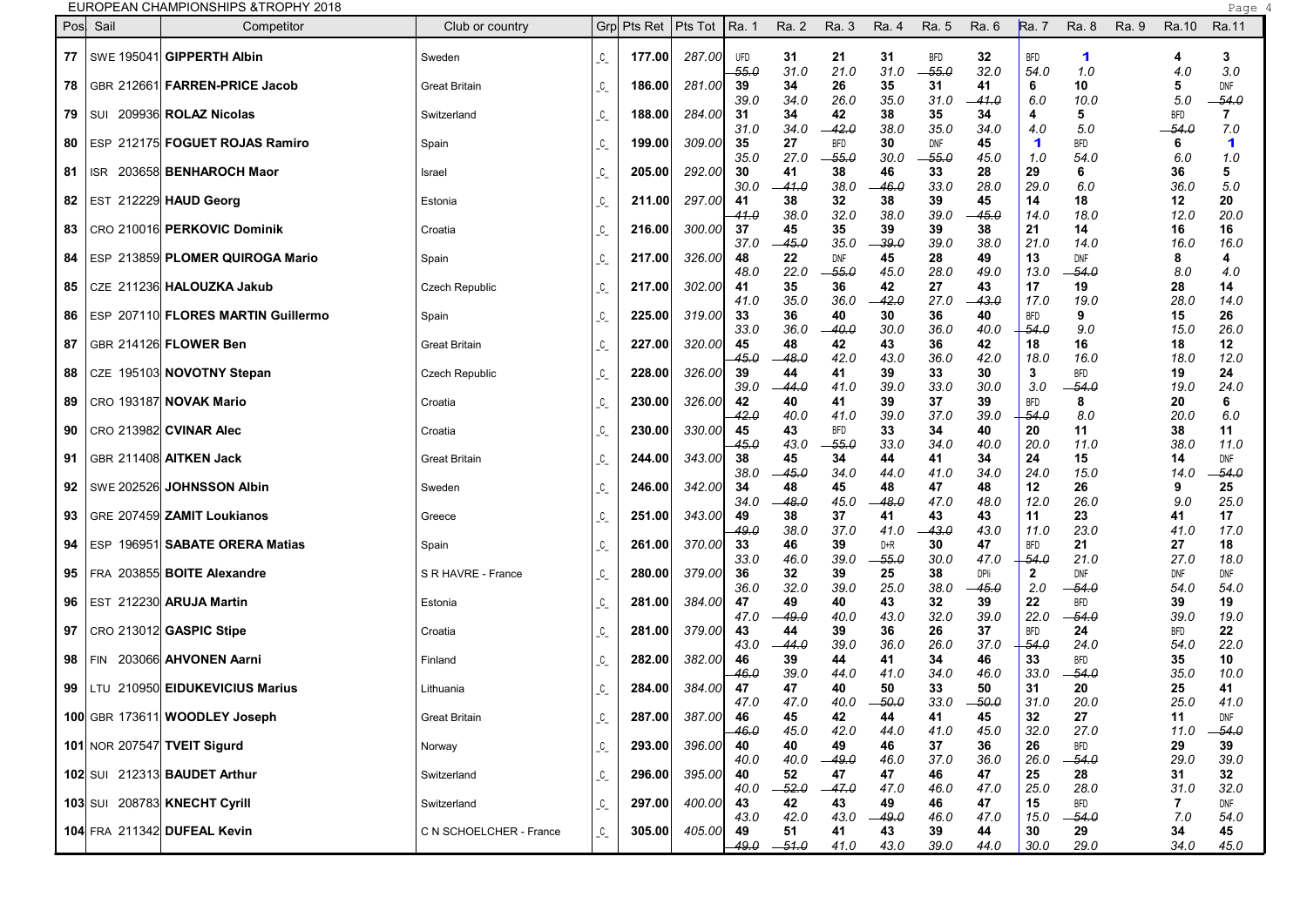| Pos | Sail | Competitor | Club or country | Grp | Pts Ret | Pts Tot | Ra. 1 | Ra. 2 | Ra. 3 | Ra. 4 | Ra. 5 | Ra. 6 | Ra. 7 | Ra. 8 | Ra. 9 | Ra.10 | Ra.11 |
|---|---|---|---|---|---|---|---|---|---|---|---|---|---|---|---|---|---|
| 77 | SWE 195041 | **GIPPERTH Albin** | Sweden | C | **177.00** | *287.00* | UFD ~~55.0~~ | **31** 31.0 | **21** 21.0 | **31** 31.0 | BFD ~~55.0~~ | **32** 32.0 | BFD 54.0 | **1** 1.0 | | **4** 4.0 | **3** 3.0 |
| 78 | GBR 212661 | **FARREN-PRICE Jacob** | Great Britain | C | **186.00** | *281.00* | **39** 39.0 | **34** 34.0 | **26** 26.0 | **35** 35.0 | **31** 31.0 | **41** ~~41.0~~ | **6** 6.0 | **10** 10.0 | | **5** 5.0 | DNF ~~54.0~~ |
| 79 | SUI 209936 | **ROLAZ Nicolas** | Switzerland | C | **188.00** | *284.00* | **31** 31.0 | **34** 34.0 | **42** ~~42.0~~ | **38** 38.0 | **35** 35.0 | **34** 34.0 | **4** 4.0 | **5** 5.0 | | BFD ~~54.0~~ | **7** 7.0 |
| 80 | ESP 212175 | **FOGUET ROJAS Ramiro** | Spain | C | **199.00** | *309.00* | **35** 35.0 | **27** 27.0 | BFD ~~55.0~~ | **30** 30.0 | DNF ~~55.0~~ | **45** 45.0 | **1** 1.0 | BFD 54.0 | | **6** 6.0 | **1** 1.0 |
| 81 | ISR 203658 | **BENHAROCH Maor** | Israel | C | **205.00** | *292.00* | **30** 30.0 | **41** ~~41.0~~ | **38** 38.0 | **46** ~~46.0~~ | **33** 33.0 | **28** 28.0 | **29** 29.0 | **6** 6.0 | | **36** 36.0 | **5** 5.0 |
| 82 | EST 212229 | **HAUD Georg** | Estonia | C | **211.00** | *297.00* | **41** ~~41.0~~ | **38** 38.0 | **32** 32.0 | **38** 38.0 | **39** 39.0 | **45** ~~45.0~~ | **14** 14.0 | **18** 18.0 | | **12** 12.0 | **20** 20.0 |
| 83 | CRO 210016 | **PERKOVIC Dominik** | Croatia | C | **216.00** | *300.00* | **37** 37.0 | **45** ~~45.0~~ | **35** 35.0 | **39** ~~39.0~~ | **39** 39.0 | **38** 38.0 | **21** 21.0 | **14** 14.0 | | **16** 16.0 | **16** 16.0 |
| 84 | ESP 213859 | **PLOMER QUIROGA Mario** | Spain | C | **217.00** | *326.00* | **48** 48.0 | **22** 22.0 | DNF ~~55.0~~ | **45** 45.0 | **28** 28.0 | **49** 49.0 | **13** 13.0 | DNF ~~54.0~~ | | **8** 8.0 | **4** 4.0 |
| 85 | CZE 211236 | **HALOUZKA Jakub** | Czech Republic | C | **217.00** | *302.00* | **41** 41.0 | **35** 35.0 | **36** 36.0 | **42** ~~42.0~~ | **27** 27.0 | **43** ~~43.0~~ | **17** 17.0 | **19** 19.0 | | **28** 28.0 | **14** 14.0 |
| 86 | ESP 207110 | **FLORES MARTIN Guillermo** | Spain | C | **225.00** | *319.00* | **33** 33.0 | **36** 36.0 | **40** ~~40.0~~ | **30** 30.0 | **36** 36.0 | **40** 40.0 | BFD ~~54.0~~ | **9** 9.0 | | **15** 15.0 | **26** 26.0 |
| 87 | GBR 214126 | **FLOWER Ben** | Great Britain | C | **227.00** | *320.00* | **45** ~~45.0~~ | **48** ~~48.0~~ | **42** 42.0 | **43** 43.0 | **36** 36.0 | **42** 42.0 | **18** 18.0 | **16** 16.0 | | **18** 18.0 | **12** 12.0 |
| 88 | CZE 195103 | **NOVOTNY Stepan** | Czech Republic | C | **228.00** | *326.00* | **39** 39.0 | **44** ~~44.0~~ | **41** 41.0 | **39** 39.0 | **33** 33.0 | **30** 30.0 | **3** 3.0 | BFD ~~54.0~~ | | **19** 19.0 | **24** 24.0 |
| 89 | CRO 193187 | **NOVAK Mario** | Croatia | C | **230.00** | *326.00* | **42** ~~42.0~~ | **40** 40.0 | **41** 41.0 | **39** 39.0 | **37** 37.0 | **39** 39.0 | BFD ~~54.0~~ | **8** 8.0 | | **20** 20.0 | **6** 6.0 |
| 90 | CRO 213982 | **CVINAR Alec** | Croatia | C | **230.00** | *330.00* | **45** ~~45.0~~ | **43** 43.0 | BFD ~~55.0~~ | **33** 33.0 | **34** 34.0 | **40** 40.0 | **20** 20.0 | **11** 11.0 | | **38** 38.0 | **11** 11.0 |
| 91 | GBR 211408 | **AITKEN Jack** | Great Britain | C | **244.00** | *343.00* | **38** 38.0 | **45** ~~45.0~~ | **34** 34.0 | **44** 44.0 | **41** 41.0 | **34** 34.0 | **24** 24.0 | **15** 15.0 | | **14** 14.0 | DNF ~~54.0~~ |
| 92 | SWE 202526 | **JOHNSSON Albin** | Sweden | C | **246.00** | *342.00* | **34** 34.0 | **48** ~~48.0~~ | **45** 45.0 | **48** ~~48.0~~ | **47** 47.0 | **48** 48.0 | **12** 12.0 | **26** 26.0 | | **9** 9.0 | **25** 25.0 |
| 93 | GRE 207459 | **ZAMIT Loukianos** | Greece | C | **251.00** | *343.00* | **49** ~~49.0~~ | **38** 38.0 | **37** 37.0 | **41** 41.0 | **43** ~~43.0~~ | **43** 43.0 | **11** 11.0 | **23** 23.0 | | **41** 41.0 | **17** 17.0 |
| 94 | ESP 196951 | **SABATE ORERA Matias** | Spain | C | **261.00** | *370.00* | **33** 33.0 | **46** 46.0 | **39** 39.0 | D+R ~~55.0~~ | **30** 30.0 | **47** 47.0 | BFD ~~54.0~~ | **21** 21.0 | | **27** 27.0 | **18** 18.0 |
| 95 | FRA 203855 | **BOITE Alexandre** | S R HAVRE - France | C | **280.00** | *379.00* | **36** 36.0 | **32** 32.0 | **39** 39.0 | **25** 25.0 | **38** 38.0 | DPI ~~45.0~~ | **2** 2.0 | DNF ~~54.0~~ | | DNF 54.0 | DNF 54.0 |
| 96 | EST 212230 | **ARUJA Martin** | Estonia | C | **281.00** | *384.00* | **47** 47.0 | **49** ~~49.0~~ | **40** 40.0 | **43** 43.0 | **32** 32.0 | **39** 39.0 | **22** 22.0 | BFD ~~54.0~~ | | **39** 39.0 | **19** 19.0 |
| 97 | CRO 213012 | **GASPIC Stipe** | Croatia | C | **281.00** | *379.00* | **43** 43.0 | **44** ~~44.0~~ | **39** 39.0 | **36** 36.0 | **26** 26.0 | **37** 37.0 | BFD ~~54.0~~ | **24** 24.0 | | BFD 54.0 | **22** 22.0 |
| 98 | FIN 203066 | **AHVONEN Aarni** | Finland | C | **282.00** | *382.00* | **46** ~~46.0~~ | **39** 39.0 | **44** 44.0 | **41** 41.0 | **34** 34.0 | **46** 46.0 | **33** 33.0 | BFD ~~54.0~~ | | **35** 35.0 | **10** 10.0 |
| 99 | LTU 210950 | **EIDUKEVICIUS Marius** | Lithuania | C | **284.00** | *384.00* | **47** 47.0 | **47** 47.0 | **40** 40.0 | **50** ~~50.0~~ | **33** 33.0 | **50** ~~50.0~~ | **31** 31.0 | **20** 20.0 | | **25** 25.0 | **41** 41.0 |
| 100 | GBR 173611 | **WOODLEY Joseph** | Great Britain | C | **287.00** | *387.00* | **46** ~~46.0~~ | **45** 45.0 | **42** 42.0 | **44** 44.0 | **41** 41.0 | **45** 45.0 | **32** 32.0 | **27** 27.0 | | **11** 11.0 | DNF ~~54.0~~ |
| 101 | NOR 207547 | **TVEIT Sigurd** | Norway | C | **293.00** | *396.00* | **40** 40.0 | **40** 40.0 | **49** ~~49.0~~ | **46** 46.0 | **37** 37.0 | **36** 36.0 | **26** 26.0 | BFD ~~54.0~~ | | **29** 29.0 | **39** 39.0 |
| 102 | SUI 212313 | **BAUDET Arthur** | Switzerland | C | **296.00** | *395.00* | **40** 40.0 | **52** ~~52.0~~ | **47** ~~47.0~~ | **47** 47.0 | **46** 46.0 | **47** 47.0 | **25** 25.0 | **28** 28.0 | | **31** 31.0 | **32** 32.0 |
| 103 | SUI 208783 | **KNECHT Cyrill** | Switzerland | C | **297.00** | *400.00* | **43** 43.0 | **42** 42.0 | **43** 43.0 | **49** ~~49.0~~ | **46** 46.0 | **47** 47.0 | **15** 15.0 | BFD ~~54.0~~ | | **7** 7.0 | DNF 54.0 |
| 104 | FRA 211342 | **DUFEAL Kevin** | C N SCHOELCHER - France | C | **305.00** | *405.00* | **49** ~~49.0~~ | **51** ~~51.0~~ | **41** 41.0 | **43** 43.0 | **39** 39.0 | **44** 44.0 | **30** 30.0 | **29** 29.0 | | **34** 34.0 | **45** 45.0 |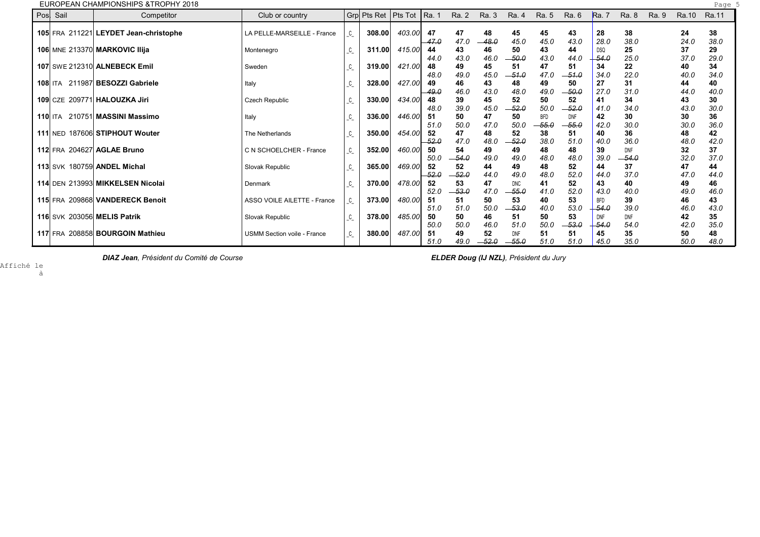EUROPEAN CHAMPIONSHIPS &TROPHY 2018

| Pos | Sail | Competitor | Club or country | Grp | Pts Ret | Pts Tot | Ra. 1 | Ra. 2 | Ra. 3 | Ra. 4 | Ra. 5 | Ra. 6 | Ra. 7 | Ra. 8 | Ra. 9 | Ra.10 | Ra.11 |
|---|---|---|---|---|---|---|---|---|---|---|---|---|---|---|---|---|---|
| 105 | FRA 211221 | **LEYDET Jean-christophe** | LA PELLE-MARSEILLE - France | _C_ | 308.00 | 403.00 | 47 / ~~47.0~~ | 47 / 47.0 | 48 / ~~48.0~~ | 45 / 45.0 | 45 / 45.0 | 43 / 43.0 | 28 / 28.0 | 38 / 38.0 | | 24 / 24.0 | 38 / 38.0 |
| 106 | MNE 213370 | **MARKOVIC Ilija** | Montenegro | _C_ | 311.00 | 415.00 | 44 / 44.0 | 43 / 43.0 | 46 / 46.0 | 50 / ~~50.0~~ | 43 / 43.0 | 44 / 44.0 | DSQ / ~~54.0~~ | 25 / 25.0 | | 37 / 37.0 | 29 / 29.0 |
| 107 | SWE 212310 | **ALNEBECK Emil** | Sweden | _C_ | 319.00 | 421.00 | 48 / 48.0 | 49 / 49.0 | 45 / 45.0 | 51 / ~~51.0~~ | 47 / 47.0 | 51 / ~~51.0~~ | 34 / 34.0 | 22 / 22.0 | | 40 / 40.0 | 34 / 34.0 |
| 108 | ITA 211987 | **BESOZZI Gabriele** | Italy | _C_ | 328.00 | 427.00 | 49 / ~~49.0~~ | 46 / 46.0 | 43 / 43.0 | 48 / 48.0 | 49 / 49.0 | 50 / ~~50.0~~ | 27 / 27.0 | 31 / 31.0 | | 44 / 44.0 | 40 / 40.0 |
| 109 | CZE 209771 | **HALOUZKA Jiri** | Czech Republic | _C_ | 330.00 | 434.00 | 48 / 48.0 | 39 / 39.0 | 45 / 45.0 | 52 / ~~52.0~~ | 50 / 50.0 | 52 / ~~52.0~~ | 41 / 41.0 | 34 / 34.0 | | 43 / 43.0 | 30 / 30.0 |
| 110 | ITA 210751 | **MASSINI Massimo** | Italy | _C_ | 336.00 | 446.00 | 51 / 51.0 | 50 / 50.0 | 47 / 47.0 | 50 / 50.0 | BFD / ~~55.0~~ | DNF / ~~55.0~~ | 42 / 42.0 | 30 / 30.0 | | 30 / 30.0 | 36 / 36.0 |
| 111 | NED 187606 | **STIPHOUT Wouter** | The Netherlands | _C_ | 350.00 | 454.00 | 52 / ~~52.0~~ | 47 / 47.0 | 48 / 48.0 | 52 / ~~52.0~~ | 38 / 38.0 | 51 / 51.0 | 40 / 40.0 | 36 / 36.0 | | 48 / 48.0 | 42 / 42.0 |
| 112 | FRA 204627 | **AGLAE Bruno** | C N SCHOELCHER - France | _C_ | 352.00 | 460.00 | 50 / 50.0 | 54 / ~~54.0~~ | 49 / 49.0 | 49 / 49.0 | 48 / 48.0 | 48 / 48.0 | 39 / 39.0 | DNF / ~~54.0~~ | | 32 / 32.0 | 37 / 37.0 |
| 113 | SVK 180759 | **ANDEL Michal** | Slovak Republic | _C_ | 365.00 | 469.00 | 52 / ~~52.0~~ | 52 / ~~52.0~~ | 44 / 44.0 | 49 / 49.0 | 48 / 48.0 | 52 / 52.0 | 44 / 44.0 | 37 / 37.0 | | 47 / 47.0 | 44 / 44.0 |
| 114 | DEN 213993 | **MIKKELSEN Nicolai** | Denmark | _C_ | 370.00 | 478.00 | 52 / 52.0 | 53 / ~~53.0~~ | 47 / 47.0 | DNC / ~~55.0~~ | 41 / 41.0 | 52 / 52.0 | 43 / 43.0 | 40 / 40.0 | | 49 / 49.0 | 46 / 46.0 |
| 115 | FRA 209868 | **VANDERECK Benoit** | ASSO VOILE AILETTE - France | _C_ | 373.00 | 480.00 | 51 / 51.0 | 51 / 51.0 | 50 / 50.0 | 53 / ~~53.0~~ | 40 / 40.0 | 53 / 53.0 | BFD / ~~54.0~~ | 39 / 39.0 | | 46 / 46.0 | 43 / 43.0 |
| 116 | SVK 203056 | **MELIS Patrik** | Slovak Republic | _C_ | 378.00 | 485.00 | 50 / 50.0 | 50 / 50.0 | 46 / 46.0 | 51 / 51.0 | 50 / 50.0 | 53 / ~~53.0~~ | DNF / ~~54.0~~ | DNF / 54.0 | | 42 / 42.0 | 35 / 35.0 |
| 117 | FRA 208858 | **BOURGOIN Mathieu** | USMM Section voile - France | _C_ | 380.00 | 487.00 | 51 / 51.0 | 49 / 49.0 | 52 / ~~52.0~~ | DNF / ~~55.0~~ | 51 / 51.0 | 51 / 51.0 | 45 / 45.0 | 35 / 35.0 | | 50 / 50.0 | 48 / 48.0 |

***DIAZ Jean**, Président du Comité de Course*

***ELDER Doug (IJ NZL)**, Président du Jury*

Affiché le
à